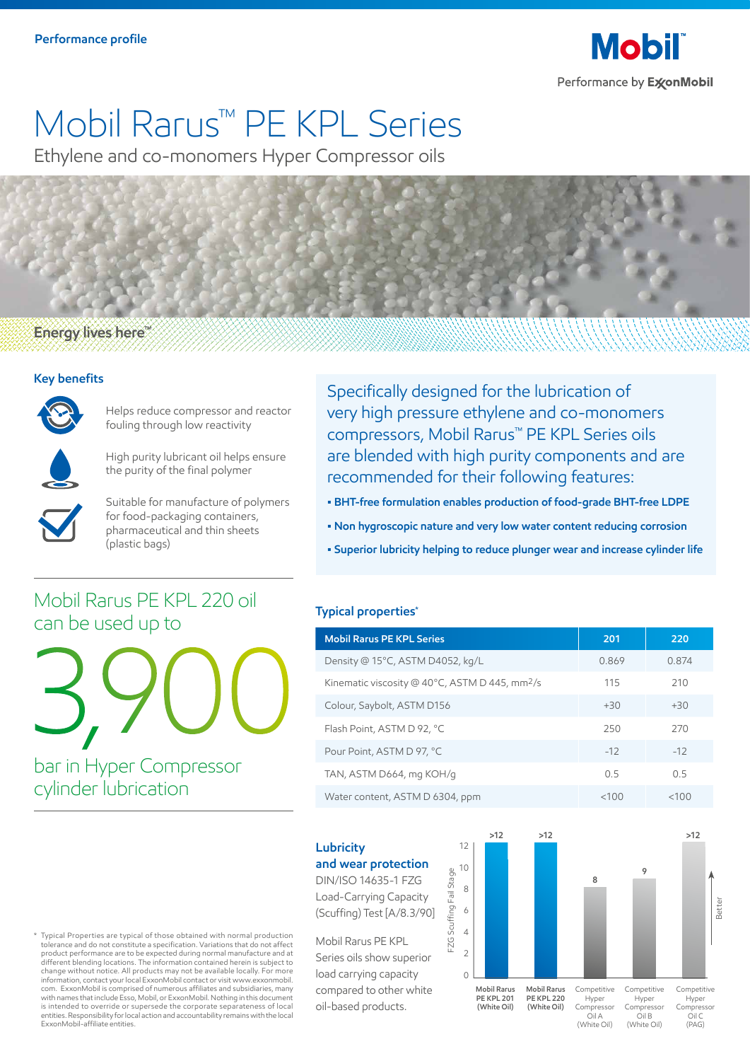Performance profile

Mobil

Performance by ExxonMobil

# Mobil Rarus™ PE KPL Series

Ethylene and co-monomers Hyper Compressor oils

Energy lives here™

## Key benefits

- Helps reduce compressor and reactor fouling through low reactivity
- High purity lubricant oil helps ensure the purity of the final polymer
- Suitable for manufacture of polymers for food-packaging containers, pharmaceutical and thin sheets (plastic bags)

Specifically designed for the lubrication of very high pressure ethylene and co-monomers compressors, Mobil Rarus™ PE KPL Series oils are blended with high purity components and are recommended for their following features:

- **BHT-free formulation enables production of food-grade BHT-free LDPE**
- **Non hygroscopic nature and very low water content reducing corrosion**
- **Superior lubricity helping to reduce plunger wear and increase cylinder life**

Mobil Rarus PE KPL 220 oil can be used up to

# 3,900

bar in Hyper Compressor cylinder lubrication

## Typical properties*

| Mobil Rarus PE KPL Series | 201 | 220 |
|---|---|---|
| Density @ 15°C, ASTM D4052, kg/L | 0.869 | 0.874 |
| Kinematic viscosity @ 40°C, ASTM D 445, $mm^2/s$ | 115 | 210 |
| Colour, Saybolt, ASTM D156 | +30 | +30 |
| Flash Point, ASTM D 92, °C | 250 | 270 |
| Pour Point, ASTM D 97, °C | -12 | -12 |
| TAN, ASTM D664, mg KOH/g | 0.5 | 0.5 |
| Water content, ASTM D 6304, ppm | <100 | <100 |

## Lubricity and wear protection

DIN/ISO 14635-1 FZG Load-Carrying Capacity (Scuffing) Test [A/8.3/90]

Mobil Rarus PE KPL Series oils show superior load carrying capacity compared to other white oil-based products.

FZG Scuffing Fail Stage (Better ↑)

| Product | FZG Scuffing Fail Stage |
|---|---|
| Mobil Rarus PE KPL 201 (White Oil) | >12 |
| Mobil Rarus PE KPL 220 (White Oil) | >12 |
| Competitive Hyper Compressor Oil A (White Oil) | 8 |
| Competitive Hyper Compressor Oil B (White Oil) | 9 |
| Competitive Hyper Compressor Oil C (PAG) | >12 |

\* Typical Properties are typical of those obtained with normal production tolerance and do not constitute a specification. Variations that do not affect product performance are to be expected during normal manufacture and at different blending locations. The information contained herein is subject to change without notice. All products may not be available locally. For more information, contact your local ExxonMobil contact or visit www.exxonmobil.com. ExxonMobil is comprised of numerous affiliates and subsidiaries, many with names that include Esso, Mobil, or ExxonMobil. Nothing in this document is intended to override or supersede the corporate separateness of local entities. Responsibility for local action and accountability remains with the local ExxonMobil-affiliate entities.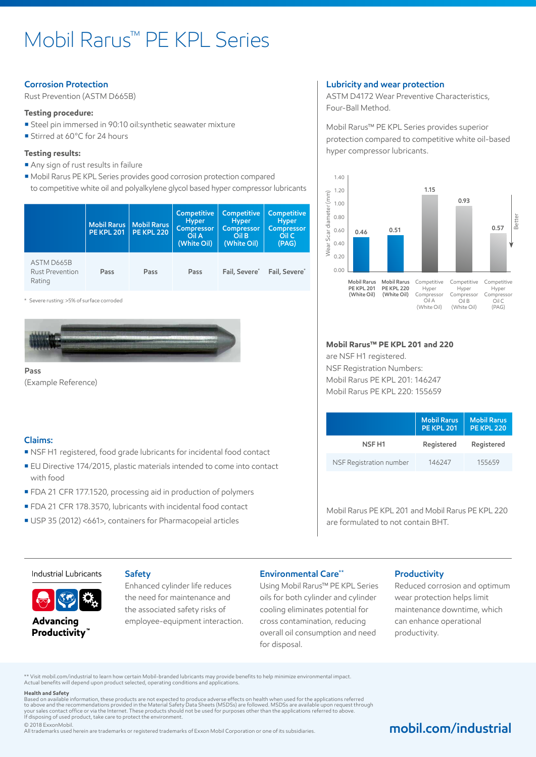# Mobil Rarus™ PE KPL Series

## Corrosion Protection

Rust Prevention (ASTM D665B)

**Testing procedure:**

- Steel pin immersed in 90:10 oil:synthetic seawater mixture
- Stirred at 60°C for 24 hours

**Testing results:**

- Any sign of rust results in failure
- Mobil Rarus PE KPL Series provides good corrosion protection compared to competitive white oil and polyalkylene glycol based hyper compressor lubricants

| | Mobil Rarus PE KPL 201 | Mobil Rarus PE KPL 220 | Competitive Hyper Compressor Oil A (White Oil) | Competitive Hyper Compressor Oil B (White Oil) | Competitive Hyper Compressor Oil C (PAG) |
|---|---|---|---|---|---|
| ASTM D665B Rust Prevention Rating | Pass | Pass | Pass | Fail, Severe* | Fail, Severe* |

\* Severe rusting: >5% of surface corroded

Pass
(Example Reference)

## Claims:

- NSF H1 registered, food grade lubricants for incidental food contact
- EU Directive 174/2015, plastic materials intended to come into contact with food
- FDA 21 CFR 177.1520, processing aid in production of polymers
- FDA 21 CFR 178.3570, lubricants with incidental food contact
- USP 35 (2012) <661>, containers for Pharmacopeial articles

## Lubricity and wear protection

ASTM D4172 Wear Preventive Characteristics, Four-Ball Method.

Mobil Rarus™ PE KPL Series provides superior protection compared to competitive white oil-based hyper compressor lubricants.

Wear Scar diameter (mm)
1.40
1.20
1.00
0.80
0.60
0.40
0.20
0.00
0.46
0.51
1.15
0.93
0.57
Better
Mobil Rarus PE KPL 201 (White Oil)
Mobil Rarus PE KPL 220 (White Oil)
Competitive Hyper Compressor Oil A (White Oil)
Competitive Hyper Compressor Oil B (White Oil)
Competitive Hyper Compressor Oil C (PAG)

### Mobil Rarus™ PE KPL 201 and 220

are NSF H1 registered.
NSF Registration Numbers:
Mobil Rarus PE KPL 201: 146247
Mobil Rarus PE KPL 220: 155659

| | Mobil Rarus PE KPL 201 | Mobil Rarus PE KPL 220 |
|---|---|---|
| NSF H1 | Registered | Registered |
| NSF Registration number | 146247 | 155659 |

Mobil Rarus PE KPL 201 and Mobil Rarus PE KPL 220 are formulated to not contain BHT.

Industrial Lubricants

Advancing Productivity™

### Safety

Enhanced cylinder life reduces the need for maintenance and the associated safety risks of employee-equipment interaction.

### Environmental Care**

Using Mobil Rarus™ PE KPL Series oils for both cylinder and cylinder cooling eliminates potential for cross contamination, reducing overall oil consumption and need for disposal.

### Productivity

Reduced corrosion and optimum wear protection helps limit maintenance downtime, which can enhance operational productivity.

** Visit mobil.com/industrial to learn how certain Mobil-branded lubricants may provide benefits to help minimize environmental impact. Actual benefits will depend upon product selected, operating conditions and applications.

**Health and Safety**
Based on available information, these products are not expected to produce adverse effects on health when used for the applications referred to above and the recommendations provided in the Material Safety Data Sheets (MSDSs) are followed. MSDSs are available upon request through your sales contact office or via the Internet. These products should not be used for purposes other than the applications referred to above. If disposing of used product, take care to protect the environment.

© 2018 ExxonMobil.
All trademarks used herein are trademarks or registered trademarks of Exxon Mobil Corporation or one of its subsidiaries.

mobil.com/industrial